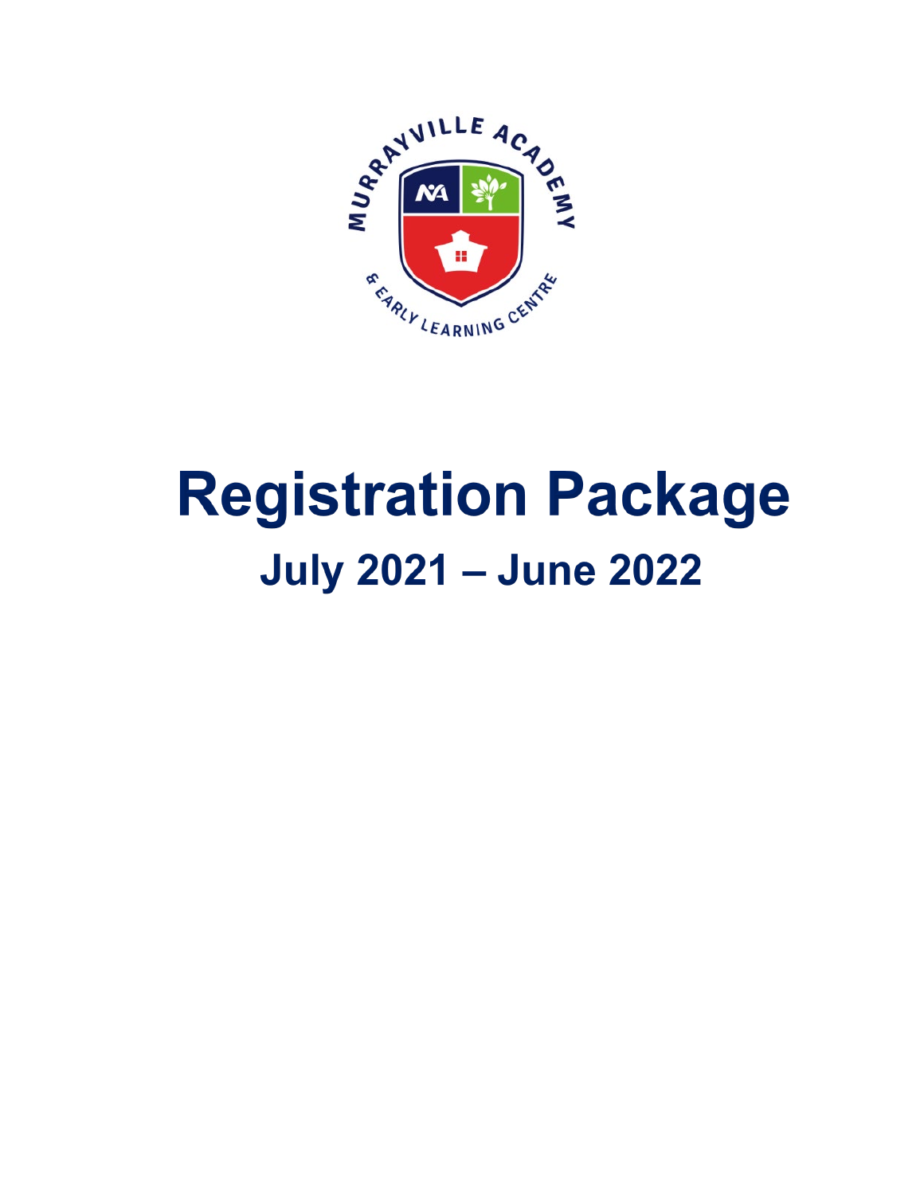# Registration Package

## July 2021 – June 2022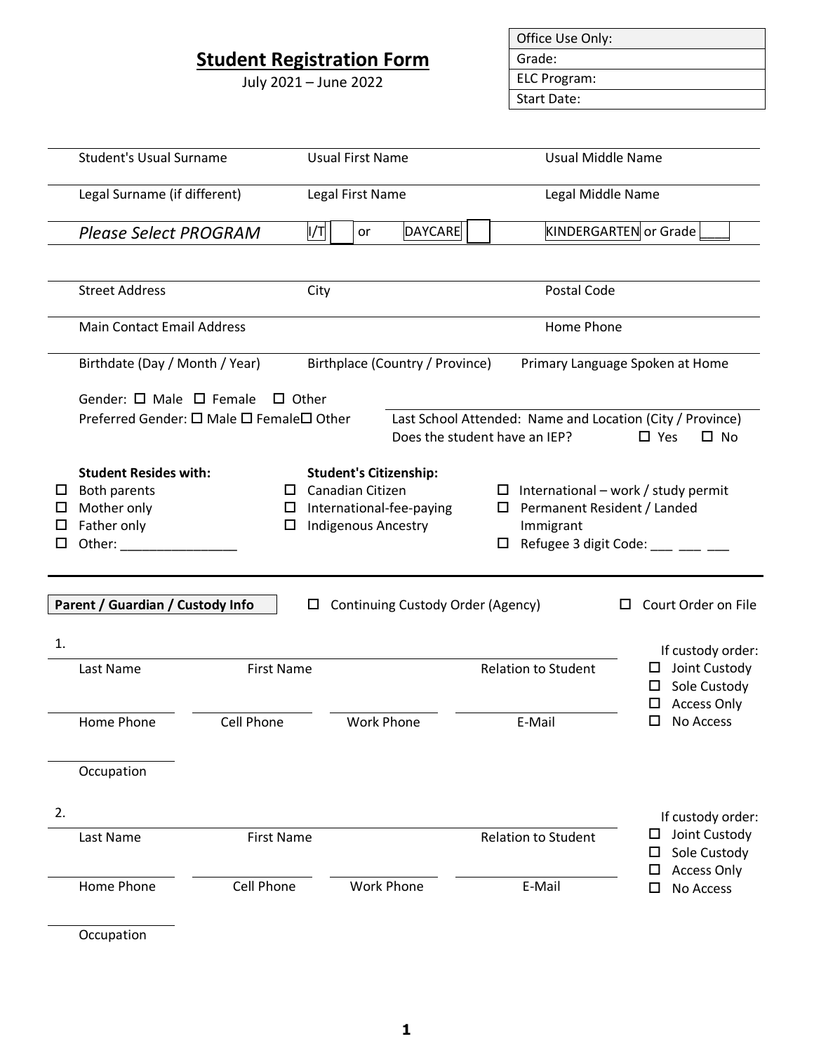# Student Registration Form

July 2021 – June 2022

| Office Use Only: |
|---|
| Grade: |
| ELC Program: |
| Start Date: |

| Student's Usual Surname | Usual First Name | Usual Middle Name |
|---|---|---|
| Legal Surname (if different) | Legal First Name | Legal Middle Name |
| *Please Select PROGRAM* | I/T ☐ or DAYCARE ☐ | KINDERGARTEN or Grade ____ |

| Street Address | City | Postal Code |
|---|---|---|
| Main Contact Email Address | | Home Phone |
| Birthdate (Day / Month / Year) | Birthplace (Country / Province) | Primary Language Spoken at Home |

Gender: ☐ Male ☐ Female ☐ Other

Preferred Gender: ☐ Male ☐ Female ☐ Other

Last School Attended: Name and Location (City / Province)

Does the student have an IEP? ☐ Yes ☐ No

**Student Resides with:**

- ☐ Both parents
- ☐ Mother only
- ☐ Father only
- ☐ Other: ________________

**Student's Citizenship:**

- ☐ Canadian Citizen
- ☐ International-fee-paying
- ☐ Indigenous Ancestry
- ☐ International – work / study permit
- ☐ Permanent Resident / Landed Immigrant
- ☐ Refugee 3 digit Code: ___ ___ ___

---

**Parent / Guardian / Custody Info** ☐ Continuing Custody Order (Agency) ☐ Court Order on File

1.

| Last Name | First Name | | Relation to Student |
|---|---|---|---|
| Home Phone | Cell Phone | Work Phone | E-Mail |
| Occupation | | | |

If custody order:

- ☐ Joint Custody
- ☐ Sole Custody
- ☐ Access Only
- ☐ No Access

2.

| Last Name | First Name | | Relation to Student |
|---|---|---|---|
| Home Phone | Cell Phone | Work Phone | E-Mail |
| Occupation | | | |

If custody order:

- ☐ Joint Custody
- ☐ Sole Custody
- ☐ Access Only
- ☐ No Access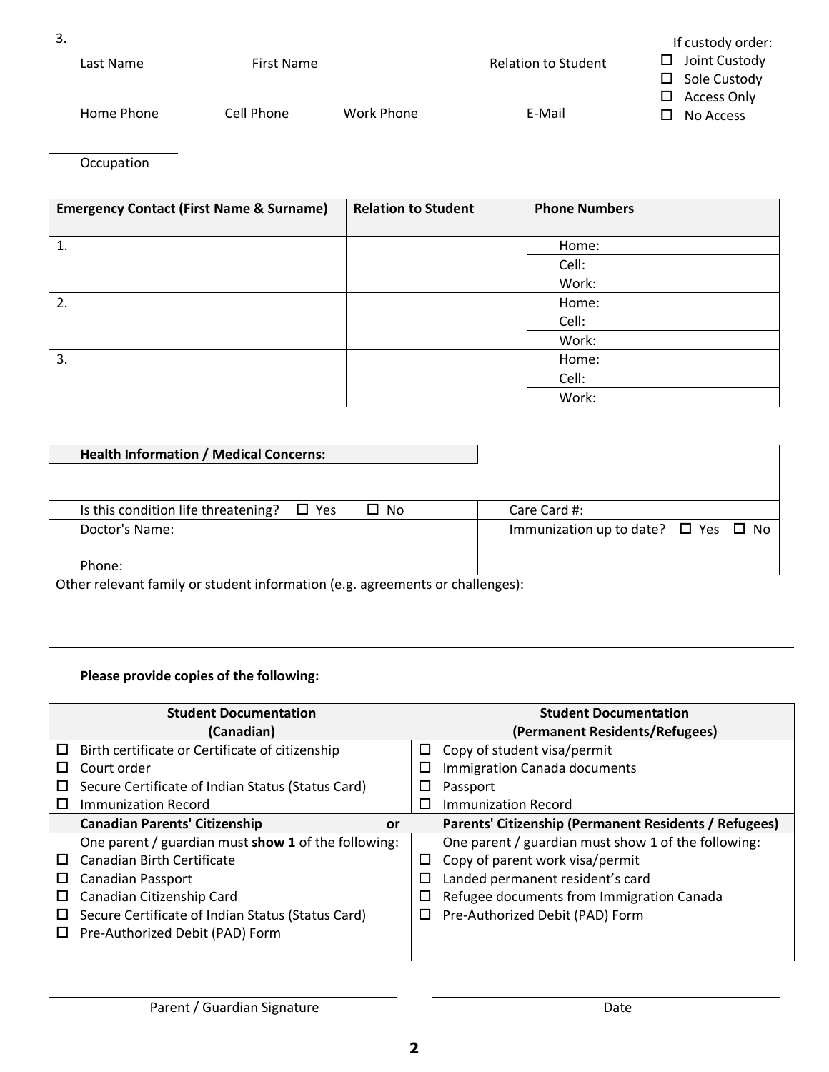3.

| Last Name | First Name | Relation to Student |
|---|---|---|
| | | |

| Home Phone | Cell Phone | Work Phone | E-Mail |
|---|---|---|---|
| | | | |

Occupation

If custody order:
- ☐ Joint Custody
- ☐ Sole Custody
- ☐ Access Only
- ☐ No Access

| Emergency Contact (First Name & Surname) | Relation to Student | Phone Numbers |
|---|---|---|
| 1. | | Home: |
| | | Cell: |
| | | Work: |
| 2. | | Home: |
| | | Cell: |
| | | Work: |
| 3. | | Home: |
| | | Cell: |
| | | Work: |

| **Health Information / Medical Concerns:** | |
|---|---|
| Is this condition life threatening? ☐ Yes ☐ No | Care Card #: |
| Doctor's Name: <br><br> Phone: | Immunization up to date? ☐ Yes ☐ No |

Other relevant family or student information (e.g. agreements or challenges):

**Please provide copies of the following:**

| **Student Documentation (Canadian)** | **Student Documentation (Permanent Residents/Refugees)** |
|---|---|
| ☐ Birth certificate or Certificate of citizenship | ☐ Copy of student visa/permit |
| ☐ Court order | ☐ Immigration Canada documents |
| ☐ Secure Certificate of Indian Status (Status Card) | ☐ Passport |
| ☐ Immunization Record | ☐ Immunization Record |
| **Canadian Parents' Citizenship or** | **Parents' Citizenship (Permanent Residents / Refugees)** |
| One parent / guardian must **show 1** of the following: | One parent / guardian must show 1 of the following: |
| ☐ Canadian Birth Certificate | ☐ Copy of parent work visa/permit |
| ☐ Canadian Passport | ☐ Landed permanent resident's card |
| ☐ Canadian Citizenship Card | ☐ Refugee documents from Immigration Canada |
| ☐ Secure Certificate of Indian Status (Status Card) | ☐ Pre-Authorized Debit (PAD) Form |
| ☐ Pre-Authorized Debit (PAD) Form | |

| Parent / Guardian Signature | Date |
|---|---|
| | |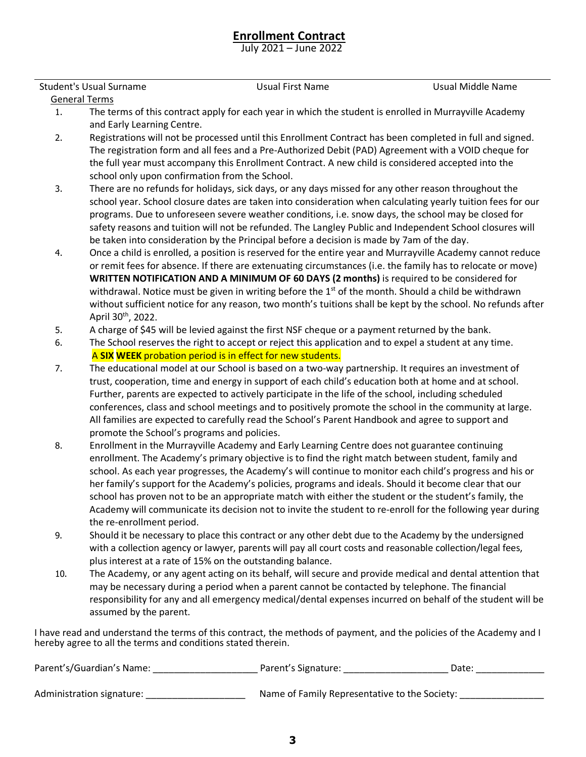# Enrollment Contract

July 2021 – June 2022

Student's Usual Surname | Usual First Name | Usual Middle Name

General Terms

1. The terms of this contract apply for each year in which the student is enrolled in Murrayville Academy and Early Learning Centre.
2. Registrations will not be processed until this Enrollment Contract has been completed in full and signed. The registration form and all fees and a Pre-Authorized Debit (PAD) Agreement with a VOID cheque for the full year must accompany this Enrollment Contract. A new child is considered accepted into the school only upon confirmation from the School.
3. There are no refunds for holidays, sick days, or any days missed for any other reason throughout the school year. School closure dates are taken into consideration when calculating yearly tuition fees for our programs. Due to unforeseen severe weather conditions, i.e. snow days, the school may be closed for safety reasons and tuition will not be refunded. The Langley Public and Independent School closures will be taken into consideration by the Principal before a decision is made by 7am of the day.
4. Once a child is enrolled, a position is reserved for the entire year and Murrayville Academy cannot reduce or remit fees for absence. If there are extenuating circumstances (i.e. the family has to relocate or move) **WRITTEN NOTIFICATION AND A MINIMUM OF 60 DAYS (2 months)** is required to be considered for withdrawal. Notice must be given in writing before the 1st of the month. Should a child be withdrawn without sufficient notice for any reason, two month's tuitions shall be kept by the school. No refunds after April 30th, 2022.
5. A charge of $45 will be levied against the first NSF cheque or a payment returned by the bank.
6. The School reserves the right to accept or reject this application and to expel a student at any time. A **SIX WEEK** probation period is in effect for new students.
7. The educational model at our School is based on a two-way partnership. It requires an investment of trust, cooperation, time and energy in support of each child's education both at home and at school. Further, parents are expected to actively participate in the life of the school, including scheduled conferences, class and school meetings and to positively promote the school in the community at large. All families are expected to carefully read the School's Parent Handbook and agree to support and promote the School's programs and policies.
8. Enrollment in the Murrayville Academy and Early Learning Centre does not guarantee continuing enrollment. The Academy's primary objective is to find the right match between student, family and school. As each year progresses, the Academy's will continue to monitor each child's progress and his or her family's support for the Academy's policies, programs and ideals. Should it become clear that our school has proven not to be an appropriate match with either the student or the student's family, the Academy will communicate its decision not to invite the student to re-enroll for the following year during the re-enrollment period.
9. Should it be necessary to place this contract or any other debt due to the Academy by the undersigned with a collection agency or lawyer, parents will pay all court costs and reasonable collection/legal fees, plus interest at a rate of 15% on the outstanding balance.
10. The Academy, or any agent acting on its behalf, will secure and provide medical and dental attention that may be necessary during a period when a parent cannot be contacted by telephone. The financial responsibility for any and all emergency medical/dental expenses incurred on behalf of the student will be assumed by the parent.

I have read and understand the terms of this contract, the methods of payment, and the policies of the Academy and I hereby agree to all the terms and conditions stated therein.

Parent's/Guardian's Name: ____________________ Parent's Signature: ____________________ Date: _____________

Administration signature: ___________________ Name of Family Representative to the Society: ________________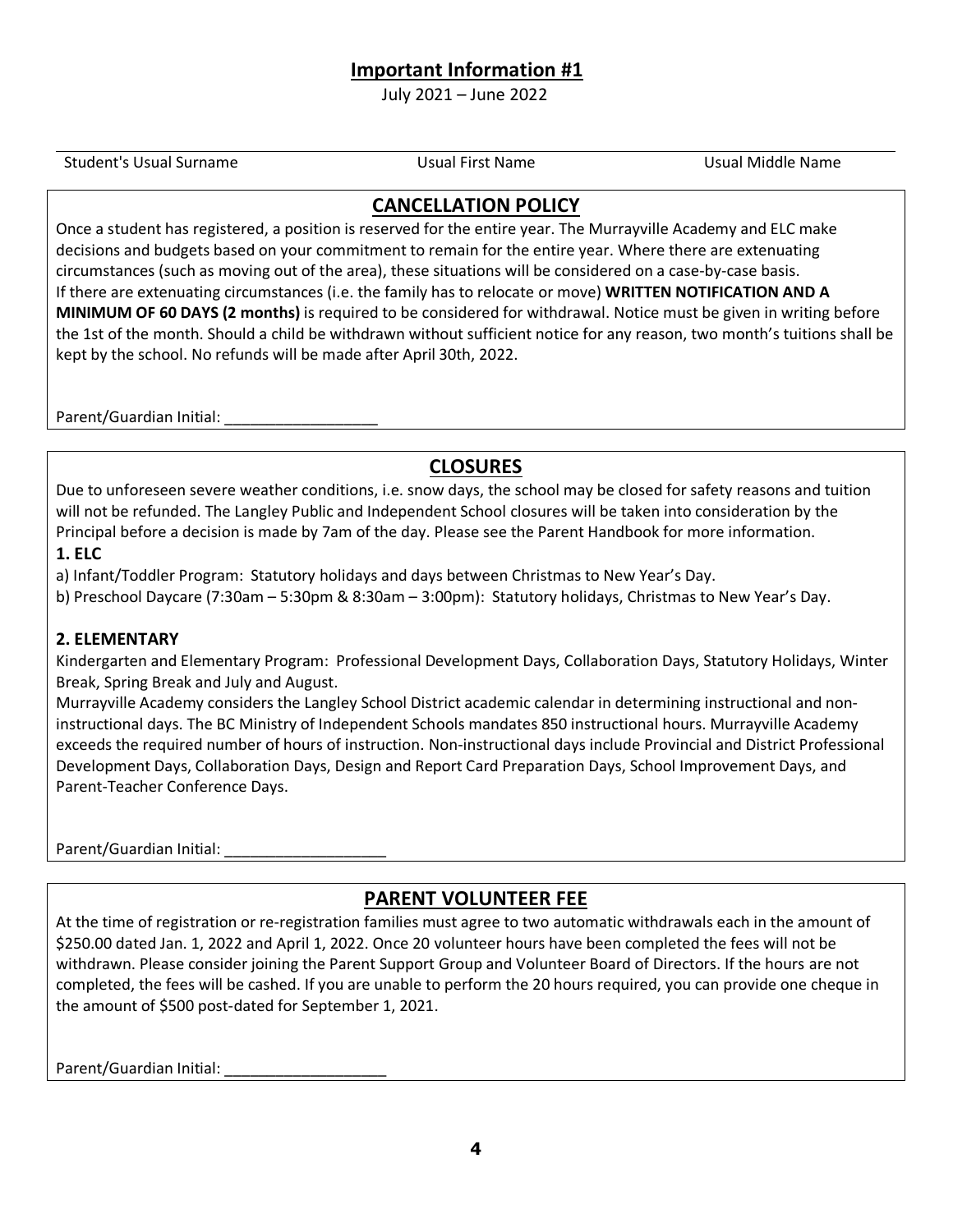## Important Information #1

July 2021 – June 2022

Student's Usual Surname    Usual First Name    Usual Middle Name

### CANCELLATION POLICY

Once a student has registered, a position is reserved for the entire year. The Murrayville Academy and ELC make decisions and budgets based on your commitment to remain for the entire year. Where there are extenuating circumstances (such as moving out of the area), these situations will be considered on a case-by-case basis. If there are extenuating circumstances (i.e. the family has to relocate or move) **WRITTEN NOTIFICATION AND A MINIMUM OF 60 DAYS (2 months)** is required to be considered for withdrawal. Notice must be given in writing before the 1st of the month. Should a child be withdrawn without sufficient notice for any reason, two month's tuitions shall be kept by the school. No refunds will be made after April 30th, 2022.

Parent/Guardian Initial: __________________

### CLOSURES

Due to unforeseen severe weather conditions, i.e. snow days, the school may be closed for safety reasons and tuition will not be refunded. The Langley Public and Independent School closures will be taken into consideration by the Principal before a decision is made by 7am of the day. Please see the Parent Handbook for more information.

**1. ELC**

a) Infant/Toddler Program: Statutory holidays and days between Christmas to New Year's Day.

b) Preschool Daycare (7:30am – 5:30pm & 8:30am – 3:00pm): Statutory holidays, Christmas to New Year's Day.

**2. ELEMENTARY**

Kindergarten and Elementary Program: Professional Development Days, Collaboration Days, Statutory Holidays, Winter Break, Spring Break and July and August.

Murrayville Academy considers the Langley School District academic calendar in determining instructional and non-instructional days. The BC Ministry of Independent Schools mandates 850 instructional hours. Murrayville Academy exceeds the required number of hours of instruction. Non-instructional days include Provincial and District Professional Development Days, Collaboration Days, Design and Report Card Preparation Days, School Improvement Days, and Parent-Teacher Conference Days.

Parent/Guardian Initial: ___________________

### PARENT VOLUNTEER FEE

At the time of registration or re-registration families must agree to two automatic withdrawals each in the amount of $250.00 dated Jan. 1, 2022 and April 1, 2022. Once 20 volunteer hours have been completed the fees will not be withdrawn. Please consider joining the Parent Support Group and Volunteer Board of Directors. If the hours are not completed, the fees will be cashed. If you are unable to perform the 20 hours required, you can provide one cheque in the amount of $500 post-dated for September 1, 2021.

Parent/Guardian Initial: ___________________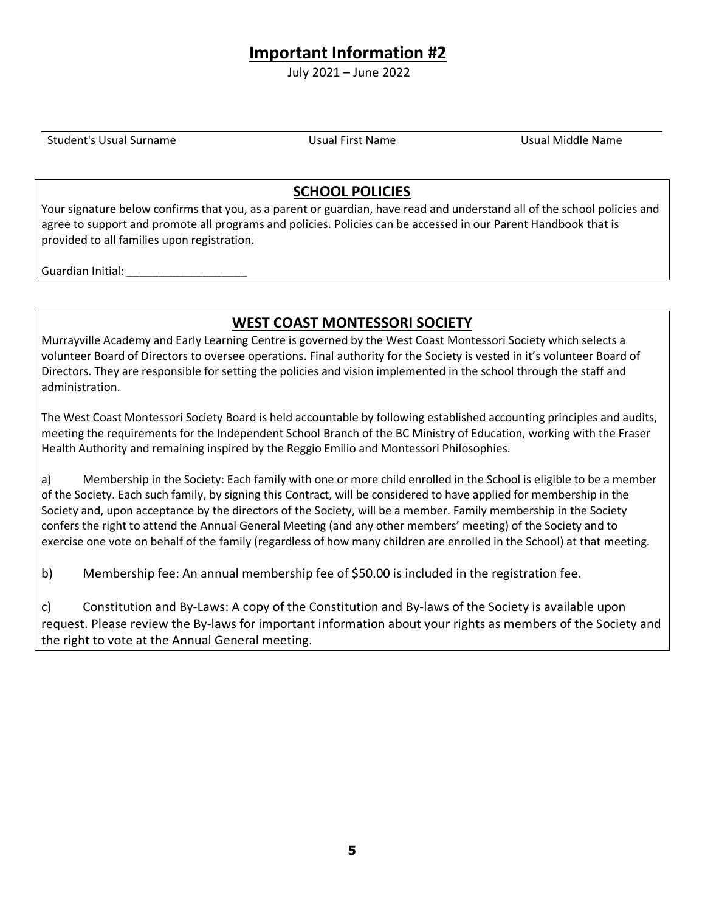# Important Information #2

July 2021 – June 2022

Student's Usual Surname | Usual First Name | Usual Middle Name

## SCHOOL POLICIES

Your signature below confirms that you, as a parent or guardian, have read and understand all of the school policies and agree to support and promote all programs and policies. Policies can be accessed in our Parent Handbook that is provided to all families upon registration.

Guardian Initial: ___________________

## WEST COAST MONTESSORI SOCIETY

Murrayville Academy and Early Learning Centre is governed by the West Coast Montessori Society which selects a volunteer Board of Directors to oversee operations. Final authority for the Society is vested in it's volunteer Board of Directors. They are responsible for setting the policies and vision implemented in the school through the staff and administration.

The West Coast Montessori Society Board is held accountable by following established accounting principles and audits, meeting the requirements for the Independent School Branch of the BC Ministry of Education, working with the Fraser Health Authority and remaining inspired by the Reggio Emilio and Montessori Philosophies.

a) Membership in the Society: Each family with one or more child enrolled in the School is eligible to be a member of the Society. Each such family, by signing this Contract, will be considered to have applied for membership in the Society and, upon acceptance by the directors of the Society, will be a member. Family membership in the Society confers the right to attend the Annual General Meeting (and any other members' meeting) of the Society and to exercise one vote on behalf of the family (regardless of how many children are enrolled in the School) at that meeting.

b) Membership fee: An annual membership fee of $50.00 is included in the registration fee.

c) Constitution and By-Laws: A copy of the Constitution and By-laws of the Society is available upon request. Please review the By-laws for important information about your rights as members of the Society and the right to vote at the Annual General meeting.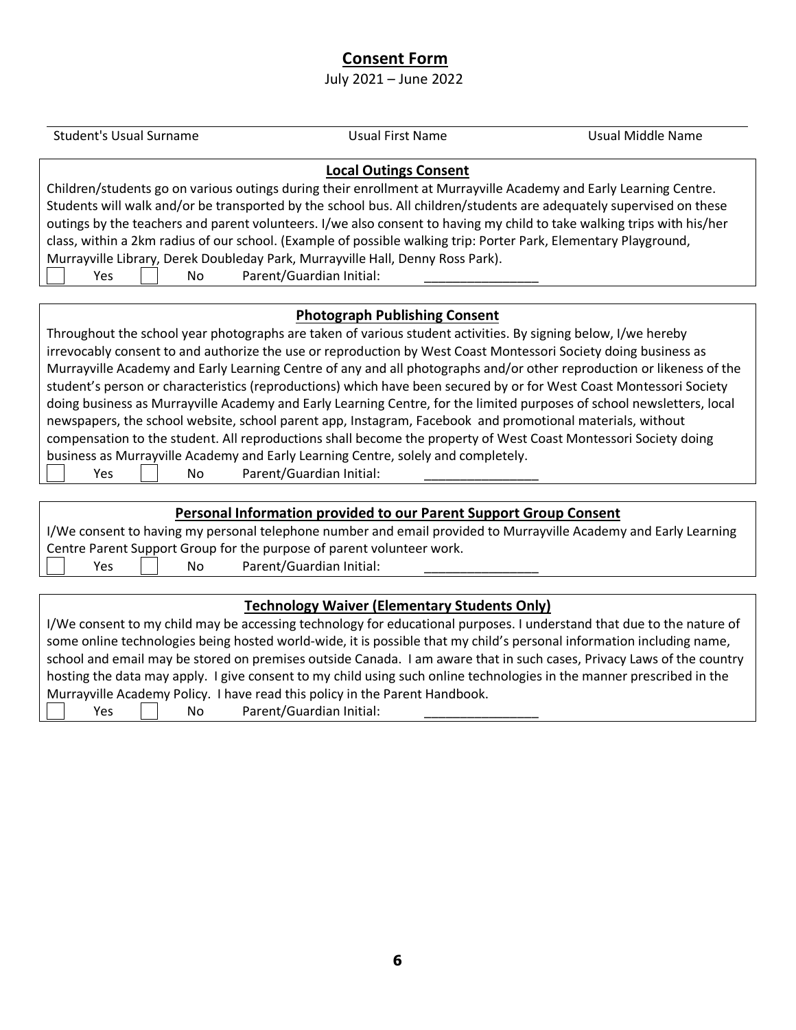# Consent Form

July 2021 – June 2022

| Student's Usual Surname | Usual First Name | Usual Middle Name |
|---|---|---|

## Local Outings Consent

Children/students go on various outings during their enrollment at Murrayville Academy and Early Learning Centre. Students will walk and/or be transported by the school bus. All children/students are adequately supervised on these outings by the teachers and parent volunteers. I/we also consent to having my child to take walking trips with his/her class, within a 2km radius of our school. (Example of possible walking trip: Porter Park, Elementary Playground, Murrayville Library, Derek Doubleday Park, Murrayville Hall, Denny Ross Park).

☐ Yes ☐ No Parent/Guardian Initial: ________________

## Photograph Publishing Consent

Throughout the school year photographs are taken of various student activities. By signing below, I/we hereby irrevocably consent to and authorize the use or reproduction by West Coast Montessori Society doing business as Murrayville Academy and Early Learning Centre of any and all photographs and/or other reproduction or likeness of the student's person or characteristics (reproductions) which have been secured by or for West Coast Montessori Society doing business as Murrayville Academy and Early Learning Centre, for the limited purposes of school newsletters, local newspapers, the school website, school parent app, Instagram, Facebook and promotional materials, without compensation to the student. All reproductions shall become the property of West Coast Montessori Society doing business as Murrayville Academy and Early Learning Centre, solely and completely.

☐ Yes ☐ No Parent/Guardian Initial: ________________

## Personal Information provided to our Parent Support Group Consent

I/We consent to having my personal telephone number and email provided to Murrayville Academy and Early Learning Centre Parent Support Group for the purpose of parent volunteer work.

☐ Yes ☐ No Parent/Guardian Initial: ________________

## Technology Waiver (Elementary Students Only)

I/We consent to my child may be accessing technology for educational purposes. I understand that due to the nature of some online technologies being hosted world-wide, it is possible that my child's personal information including name, school and email may be stored on premises outside Canada. I am aware that in such cases, Privacy Laws of the country hosting the data may apply. I give consent to my child using such online technologies in the manner prescribed in the Murrayville Academy Policy. I have read this policy in the Parent Handbook.

☐ Yes ☐ No Parent/Guardian Initial: ________________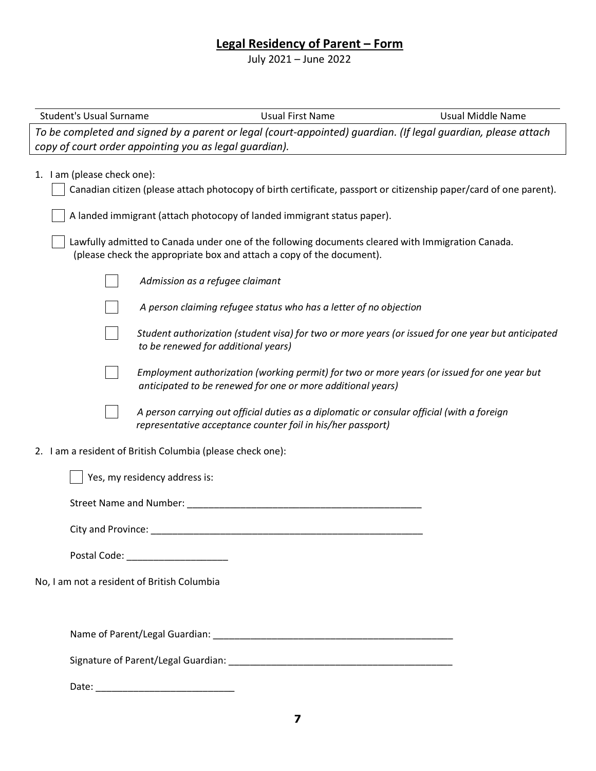# Legal Residency of Parent – Form

July 2021 – June 2022

Student's Usual Surname Usual First Name Usual Middle Name

*To be completed and signed by a parent or legal (court-appointed) guardian. (If legal guardian, please attach copy of court order appointing you as legal guardian).*

1. I am (please check one):

   ☐ Canadian citizen (please attach photocopy of birth certificate, passport or citizenship paper/card of one parent).

   ☐ A landed immigrant (attach photocopy of landed immigrant status paper).

   ☐ Lawfully admitted to Canada under one of the following documents cleared with Immigration Canada. (please check the appropriate box and attach a copy of the document).

   - ☐ *Admission as a refugee claimant*
   - ☐ *A person claiming refugee status who has a letter of no objection*
   - ☐ *Student authorization (student visa) for two or more years (or issued for one year but anticipated to be renewed for additional years)*
   - ☐ *Employment authorization (working permit) for two or more years (or issued for one year but anticipated to be renewed for one or more additional years)*
   - ☐ *A person carrying out official duties as a diplomatic or consular official (with a foreign representative acceptance counter foil in his/her passport)*

2. I am a resident of British Columbia (please check one):

   ☐ Yes, my residency address is:

   Street Name and Number: ____________________________________________

   City and Province: ____________________________________________________

   Postal Code: ___________________

No, I am not a resident of British Columbia

Name of Parent/Legal Guardian: _______________________________________________

Signature of Parent/Legal Guardian: ___________________________________________

Date: __________________________